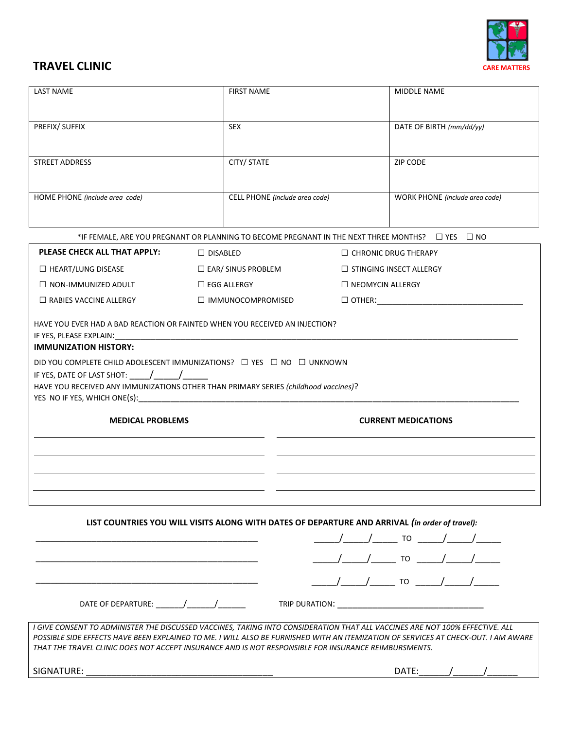# TRAVEL CLINIC

CARE MATTERS

| LAST NAME | FIRST NAME | MIDDLE NAME |
| --- | --- | --- |
| PREFIX/ SUFFIX | SEX | DATE OF BIRTH *(mm/dd/yy)* |
| STREET ADDRESS | CITY/ STATE | ZIP CODE |
| HOME PHONE *(include area code)* | CELL PHONE *(include area code)* | WORK PHONE *(include area code)* |

*IF FEMALE, ARE YOU PREGNANT OR PLANNING TO BECOME PREGNANT IN THE NEXT THREE MONTHS? ☐ YES ☐ NO

**PLEASE CHECK ALL THAT APPLY:**

| | | |
| --- | --- | --- |
| | ☐ DISABLED | ☐ CHRONIC DRUG THERAPY |
| ☐ HEART/LUNG DISEASE | ☐ EAR/ SINUS PROBLEM | ☐ STINGING INSECT ALLERGY |
| ☐ NON-IMMUNIZED ADULT | ☐ EGG ALLERGY | ☐ NEOMYCIN ALLERGY |
| ☐ RABIES VACCINE ALLERGY | ☐ IMMUNOCOMPROMISED | ☐ OTHER:________________________ |

HAVE YOU EVER HAD A BAD REACTION OR FAINTED WHEN YOU RECEIVED AN INJECTION?

IF YES, PLEASE EXPLAIN:________________________________________________

**IMMUNIZATION HISTORY:**

DID YOU COMPLETE CHILD ADOLESCENT IMMUNIZATIONS? ☐ YES ☐ NO ☐ UNKNOWN

IF YES, DATE OF LAST SHOT: ____/_____/_____

HAVE YOU RECEIVED ANY IMMUNIZATIONS OTHER THAN PRIMARY SERIES *(childhood vaccines)*?

YES NO IF YES, WHICH ONE(s):________________________________________________

| **MEDICAL PROBLEMS** | **CURRENT MEDICATIONS** |
| --- | --- |
| | |
| | |
| | |
| | |

**LIST COUNTRIES YOU WILL VISITS ALONG WITH DATES OF DEPARTURE AND ARRIVAL *(in order of travel):***

________________________________ _____/_____/_____ TO _____/_____/_____

________________________________ _____/_____/_____ TO _____/_____/_____

________________________________ _____/_____/_____ TO _____/_____/_____

DATE OF DEPARTURE: ______/______/______ TRIP DURATION: ______________________________

*I GIVE CONSENT TO ADMINISTER THE DISCUSSED VACCINES, TAKING INTO CONSIDERATION THAT ALL VACCINES ARE NOT 100% EFFECTIVE. ALL POSSIBLE SIDE EFFECTS HAVE BEEN EXPLAINED TO ME. I WILL ALSO BE FURNISHED WITH AN ITEMIZATION OF SERVICES AT CHECK-OUT. I AM AWARE THAT THE TRAVEL CLINIC DOES NOT ACCEPT INSURANCE AND IS NOT RESPONSIBLE FOR INSURANCE REIMBURSMENTS.*

SIGNATURE: ________________________________ DATE:______/______/______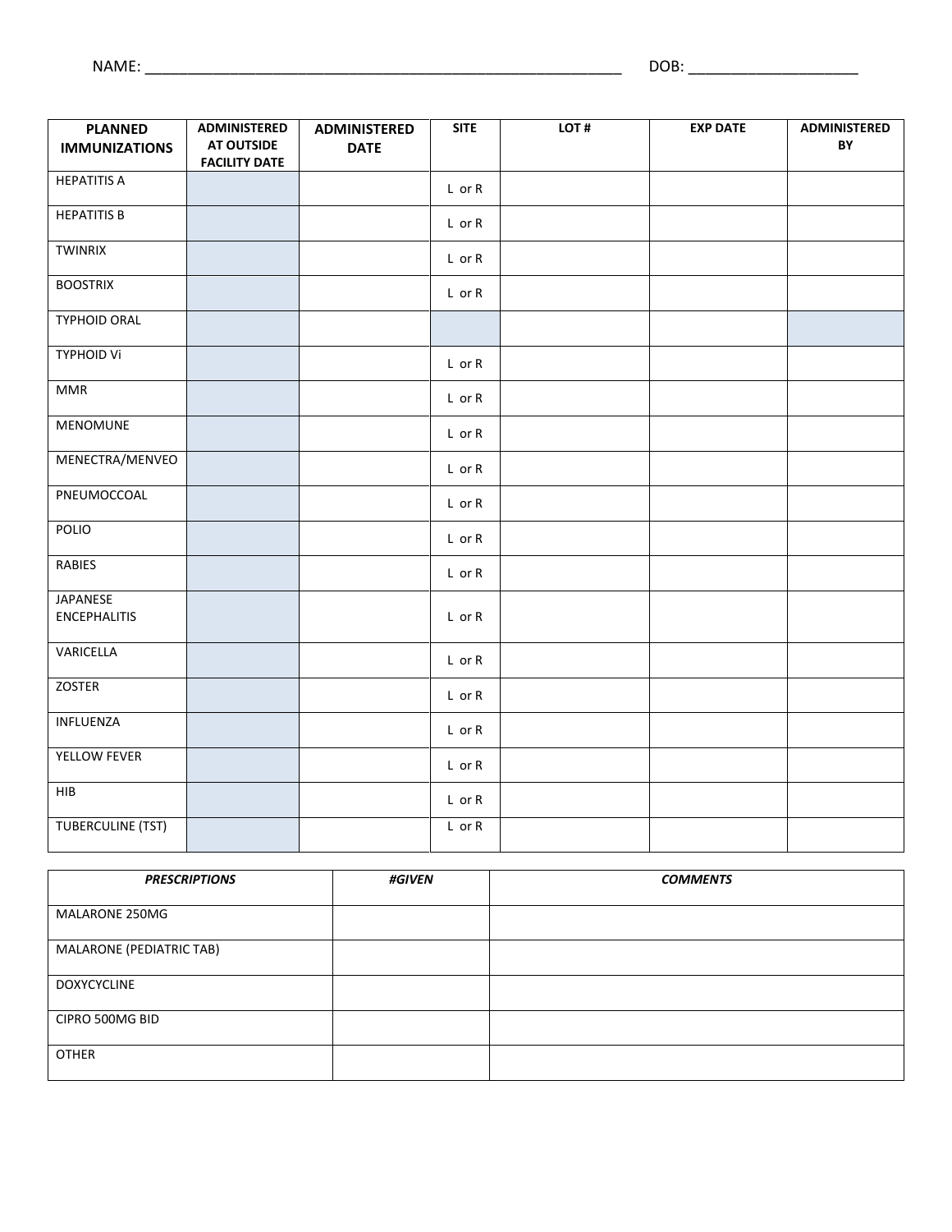NAME: ____________________________________________________ DOB: __________________

| PLANNED IMMUNIZATIONS | ADMINISTERED AT OUTSIDE FACILITY DATE | ADMINISTERED DATE | SITE | LOT # | EXP DATE | ADMINISTERED BY |
|---|---|---|---|---|---|---|
| HEPATITIS A | | | L or R | | | |
| HEPATITIS B | | | L or R | | | |
| TWINRIX | | | L or R | | | |
| BOOSTRIX | | | L or R | | | |
| TYPHOID ORAL | | | | | | |
| TYPHOID Vi | | | L or R | | | |
| MMR | | | L or R | | | |
| MENOMUNE | | | L or R | | | |
| MENECTRA/MENVEO | | | L or R | | | |
| PNEUMOCCOAL | | | L or R | | | |
| POLIO | | | L or R | | | |
| RABIES | | | L or R | | | |
| JAPANESE ENCEPHALITIS | | | L or R | | | |
| VARICELLA | | | L or R | | | |
| ZOSTER | | | L or R | | | |
| INFLUENZA | | | L or R | | | |
| YELLOW FEVER | | | L or R | | | |
| HIB | | | L or R | | | |
| TUBERCULINE (TST) | | | L or R | | | |

| *PRESCRIPTIONS* | *#GIVEN* | *COMMENTS* |
|---|---|---|
| MALARONE 250MG | | |
| MALARONE (PEDIATRIC TAB) | | |
| DOXYCYCLINE | | |
| CIPRO 500MG BID | | |
| OTHER | | |